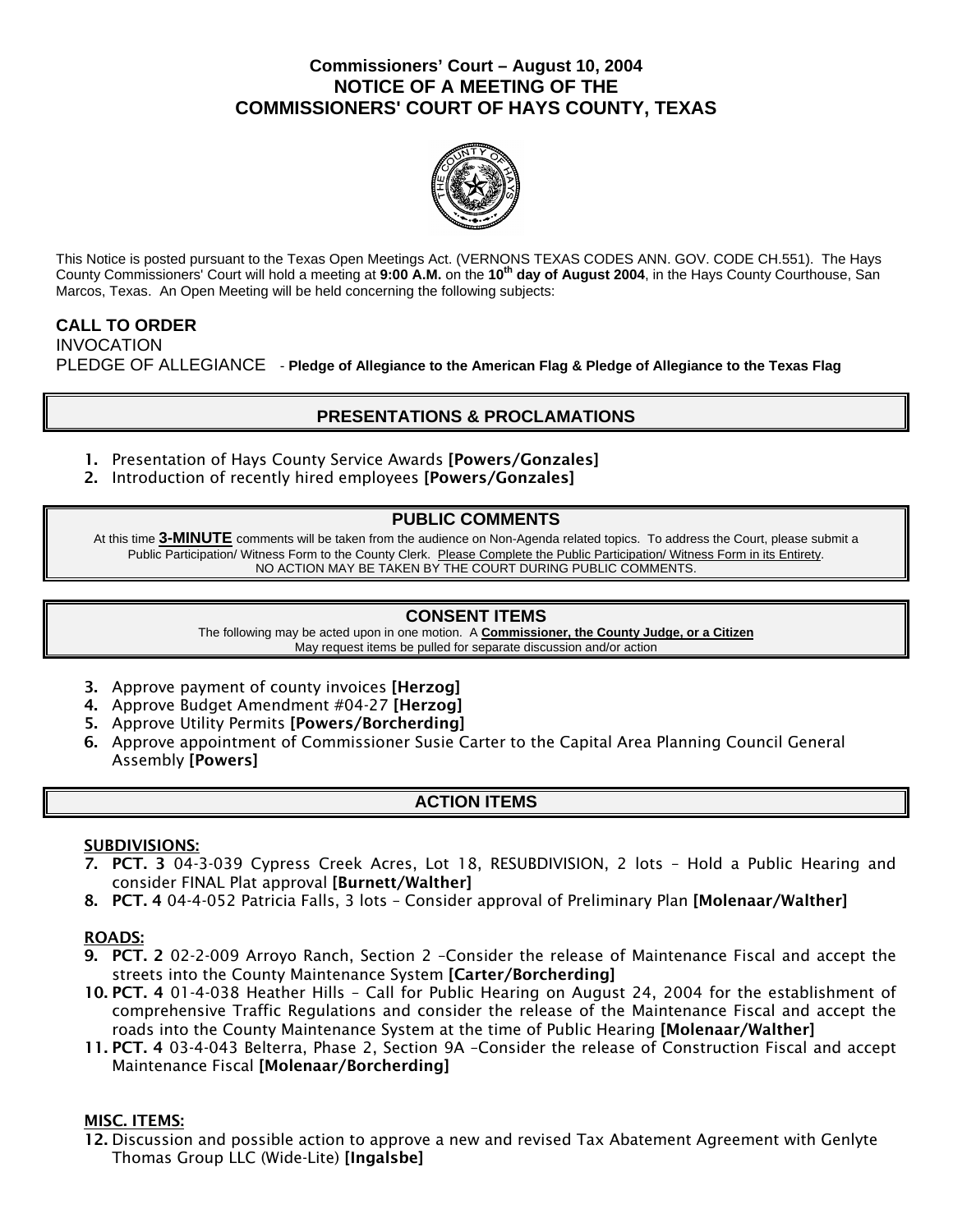# Commissioners' Court – August 10, 2004
## NOTICE OF A MEETING OF THE
## COMMISSIONERS' COURT OF HAYS COUNTY, TEXAS

This Notice is posted pursuant to the Texas Open Meetings Act. (VERNONS TEXAS CODES ANN. GOV. CODE CH.551). The Hays County Commissioners' Court will hold a meeting at **9:00 A.M.** on the **10th day of August 2004**, in the Hays County Courthouse, San Marcos, Texas. An Open Meeting will be held concerning the following subjects:

**CALL TO ORDER**
INVOCATION
PLEDGE OF ALLEGIANCE - **Pledge of Allegiance to the American Flag & Pledge of Allegiance to the Texas Flag**

## PRESENTATIONS & PROCLAMATIONS

1. Presentation of Hays County Service Awards **[Powers/Gonzales]**
2. Introduction of recently hired employees **[Powers/Gonzales]**

## PUBLIC COMMENTS

At this time **3-MINUTE** comments will be taken from the audience on Non-Agenda related topics. To address the Court, please submit a Public Participation/ Witness Form to the County Clerk. Please Complete the Public Participation/ Witness Form in its Entirety.
NO ACTION MAY BE TAKEN BY THE COURT DURING PUBLIC COMMENTS.

## CONSENT ITEMS

The following may be acted upon in one motion. A **Commissioner, the County Judge, or a Citizen** May request items be pulled for separate discussion and/or action

3. Approve payment of county invoices **[Herzog]**
4. Approve Budget Amendment #04-27 **[Herzog]**
5. Approve Utility Permits **[Powers/Borcherding]**
6. Approve appointment of Commissioner Susie Carter to the Capital Area Planning Council General Assembly **[Powers]**

## ACTION ITEMS

**SUBDIVISIONS:**

7. **PCT. 3** 04-3-039 Cypress Creek Acres, Lot 18, RESUBDIVISION, 2 lots – Hold a Public Hearing and consider FINAL Plat approval **[Burnett/Walther]**
8. **PCT. 4** 04-4-052 Patricia Falls, 3 lots – Consider approval of Preliminary Plan **[Molenaar/Walther]**

**ROADS:**

9. **PCT. 2** 02-2-009 Arroyo Ranch, Section 2 –Consider the release of Maintenance Fiscal and accept the streets into the County Maintenance System **[Carter/Borcherding]**
10. **PCT. 4** 01-4-038 Heather Hills – Call for Public Hearing on August 24, 2004 for the establishment of comprehensive Traffic Regulations and consider the release of the Maintenance Fiscal and accept the roads into the County Maintenance System at the time of Public Hearing **[Molenaar/Walther]**
11. **PCT. 4** 03-4-043 Belterra, Phase 2, Section 9A –Consider the release of Construction Fiscal and accept Maintenance Fiscal **[Molenaar/Borcherding]**

**MISC. ITEMS:**

12. Discussion and possible action to approve a new and revised Tax Abatement Agreement with Genlyte Thomas Group LLC (Wide-Lite) **[Ingalsbe]**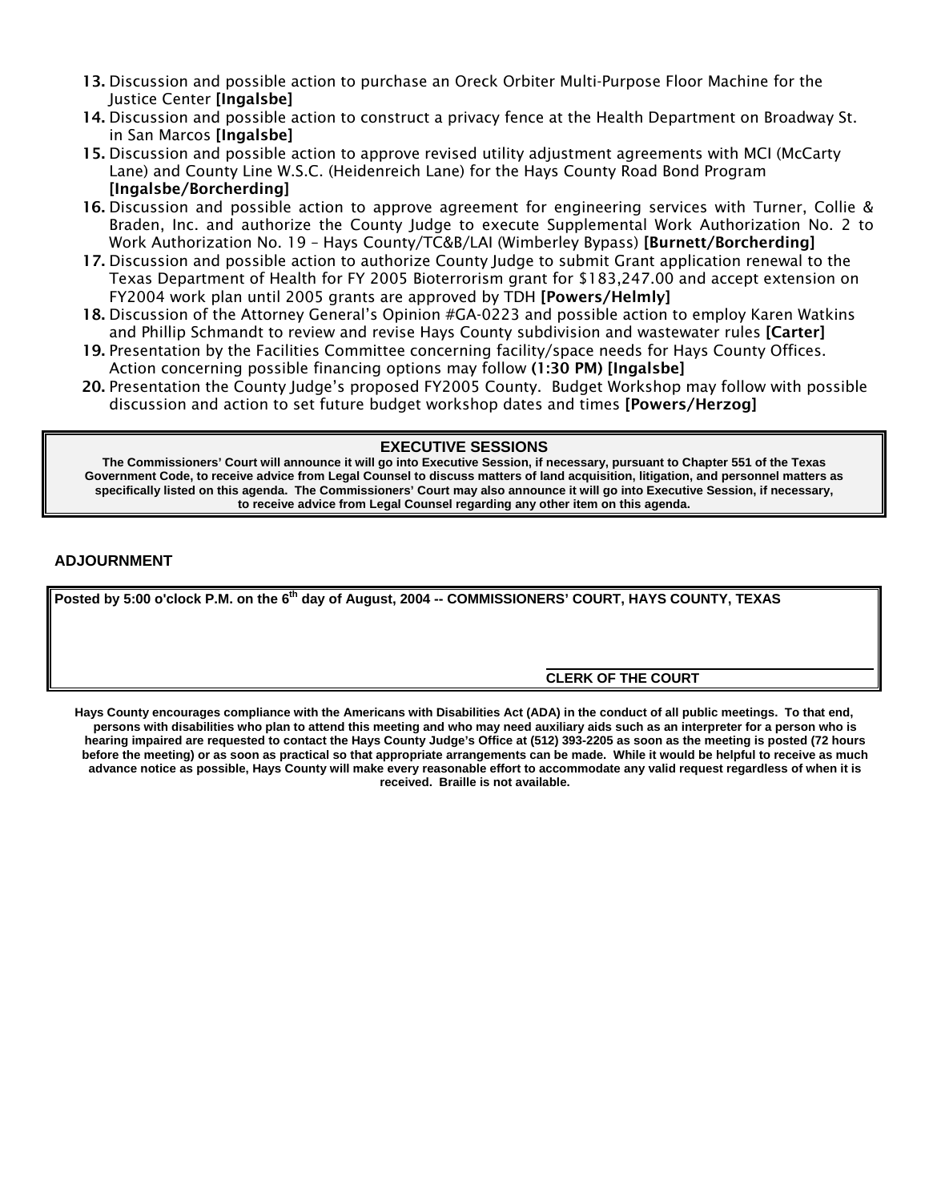13. Discussion and possible action to purchase an Oreck Orbiter Multi-Purpose Floor Machine for the Justice Center **[Ingalsbe]**
14. Discussion and possible action to construct a privacy fence at the Health Department on Broadway St. in San Marcos **[Ingalsbe]**
15. Discussion and possible action to approve revised utility adjustment agreements with MCI (McCarty Lane) and County Line W.S.C. (Heidenreich Lane) for the Hays County Road Bond Program **[Ingalsbe/Borcherding]**
16. Discussion and possible action to approve agreement for engineering services with Turner, Collie & Braden, Inc. and authorize the County Judge to execute Supplemental Work Authorization No. 2 to Work Authorization No. 19 – Hays County/TC&B/LAI (Wimberley Bypass) **[Burnett/Borcherding]**
17. Discussion and possible action to authorize County Judge to submit Grant application renewal to the Texas Department of Health for FY 2005 Bioterrorism grant for $183,247.00 and accept extension on FY2004 work plan until 2005 grants are approved by TDH **[Powers/Helmly]**
18. Discussion of the Attorney General's Opinion #GA-0223 and possible action to employ Karen Watkins and Phillip Schmandt to review and revise Hays County subdivision and wastewater rules **[Carter]**
19. Presentation by the Facilities Committee concerning facility/space needs for Hays County Offices. Action concerning possible financing options may follow **(1:30 PM) [Ingalsbe]**
20. Presentation the County Judge's proposed FY2005 County. Budget Workshop may follow with possible discussion and action to set future budget workshop dates and times **[Powers/Herzog]**

**EXECUTIVE SESSIONS**

**The Commissioners' Court will announce it will go into Executive Session, if necessary, pursuant to Chapter 551 of the Texas Government Code, to receive advice from Legal Counsel to discuss matters of land acquisition, litigation, and personnel matters as specifically listed on this agenda. The Commissioners' Court may also announce it will go into Executive Session, if necessary, to receive advice from Legal Counsel regarding any other item on this agenda.**

**ADJOURNMENT**

**Posted by 5:00 o'clock P.M. on the 6th day of August, 2004 -- COMMISSIONERS' COURT, HAYS COUNTY, TEXAS**

**CLERK OF THE COURT**

**Hays County encourages compliance with the Americans with Disabilities Act (ADA) in the conduct of all public meetings. To that end, persons with disabilities who plan to attend this meeting and who may need auxiliary aids such as an interpreter for a person who is hearing impaired are requested to contact the Hays County Judge's Office at (512) 393-2205 as soon as the meeting is posted (72 hours before the meeting) or as soon as practical so that appropriate arrangements can be made. While it would be helpful to receive as much advance notice as possible, Hays County will make every reasonable effort to accommodate any valid request regardless of when it is received. Braille is not available.**